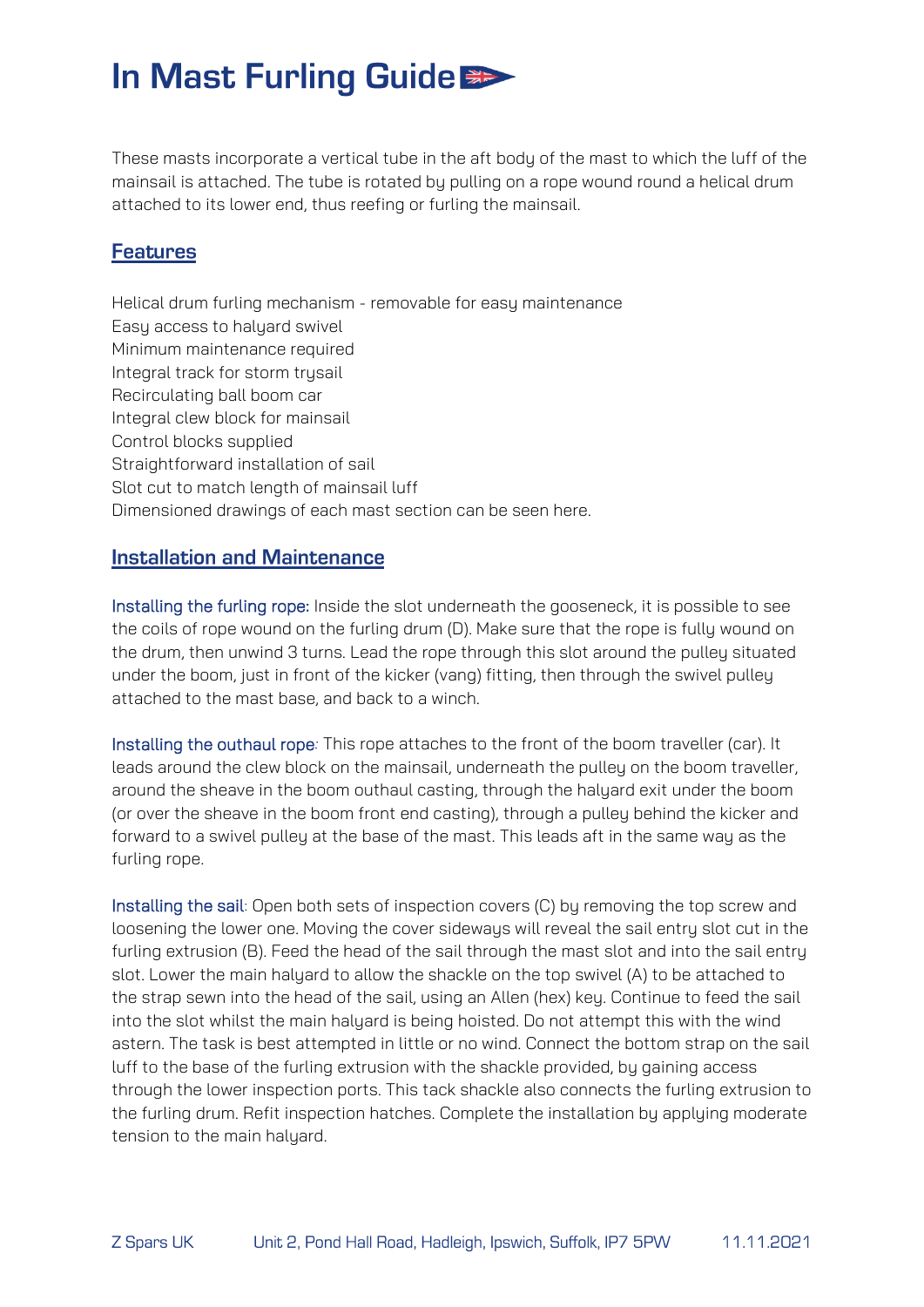# In Mast Furling Guide

These masts incorporate a vertical tube in the aft body of the mast to which the luff of the mainsail is attached. The tube is rotated by pulling on a rope wound round a helical drum attached to its lower end, thus reefing or furling the mainsail.

## Features

Helical drum furling mechanism - removable for easy maintenance
Easy access to halyard swivel
Minimum maintenance required
Integral track for storm trysail
Recirculating ball boom car
Integral clew block for mainsail
Control blocks supplied
Straightforward installation of sail
Slot cut to match length of mainsail luff
Dimensioned drawings of each mast section can be seen here.

## Installation and Maintenance

Installing the furling rope: Inside the slot underneath the gooseneck, it is possible to see the coils of rope wound on the furling drum (D). Make sure that the rope is fully wound on the drum, then unwind 3 turns. Lead the rope through this slot around the pulley situated under the boom, just in front of the kicker (vang) fitting, then through the swivel pulley attached to the mast base, and back to a winch.

Installing the outhaul rope*:* This rope attaches to the front of the boom traveller (car). It leads around the clew block on the mainsail, underneath the pulley on the boom traveller, around the sheave in the boom outhaul casting, through the halyard exit under the boom (or over the sheave in the boom front end casting), through a pulley behind the kicker and forward to a swivel pulley at the base of the mast. This leads aft in the same way as the furling rope.

Installing the sail: Open both sets of inspection covers (C) by removing the top screw and loosening the lower one. Moving the cover sideways will reveal the sail entry slot cut in the furling extrusion (B). Feed the head of the sail through the mast slot and into the sail entry slot. Lower the main halyard to allow the shackle on the top swivel (A) to be attached to the strap sewn into the head of the sail, using an Allen (hex) key. Continue to feed the sail into the slot whilst the main halyard is being hoisted. Do not attempt this with the wind astern. The task is best attempted in little or no wind. Connect the bottom strap on the sail luff to the base of the furling extrusion with the shackle provided, by gaining access through the lower inspection ports. This tack shackle also connects the furling extrusion to the furling drum. Refit inspection hatches. Complete the installation by applying moderate tension to the main halyard.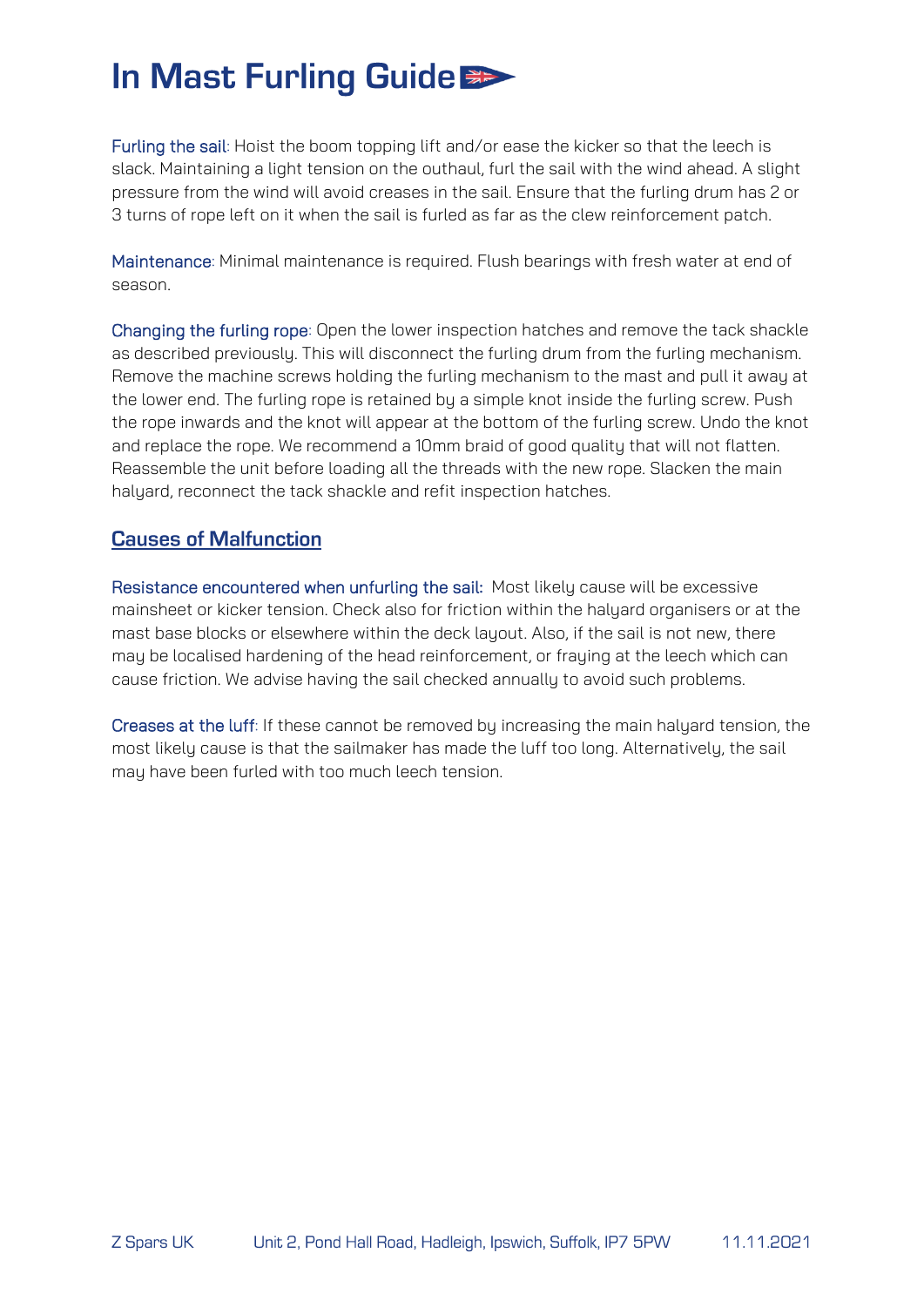# In Mast Furling Guide

**Furling the sail**: Hoist the boom topping lift and/or ease the kicker so that the leech is slack. Maintaining a light tension on the outhaul, furl the sail with the wind ahead. A slight pressure from the wind will avoid creases in the sail. Ensure that the furling drum has 2 or 3 turns of rope left on it when the sail is furled as far as the clew reinforcement patch.

**Maintenance**: Minimal maintenance is required. Flush bearings with fresh water at end of season.

**Changing the furling rope**: Open the lower inspection hatches and remove the tack shackle as described previously. This will disconnect the furling drum from the furling mechanism. Remove the machine screws holding the furling mechanism to the mast and pull it away at the lower end. The furling rope is retained by a simple knot inside the furling screw. Push the rope inwards and the knot will appear at the bottom of the furling screw. Undo the knot and replace the rope. We recommend a 10mm braid of good quality that will not flatten. Reassemble the unit before loading all the threads with the new rope. Slacken the main halyard, reconnect the tack shackle and refit inspection hatches.

## Causes of Malfunction

**Resistance encountered when unfurling the sail:** Most likely cause will be excessive mainsheet or kicker tension. Check also for friction within the halyard organisers or at the mast base blocks or elsewhere within the deck layout. Also, if the sail is not new, there may be localised hardening of the head reinforcement, or fraying at the leech which can cause friction. We advise having the sail checked annually to avoid such problems.

**Creases at the luff**: If these cannot be removed by increasing the main halyard tension, the most likely cause is that the sailmaker has made the luff too long. Alternatively, the sail may have been furled with too much leech tension.